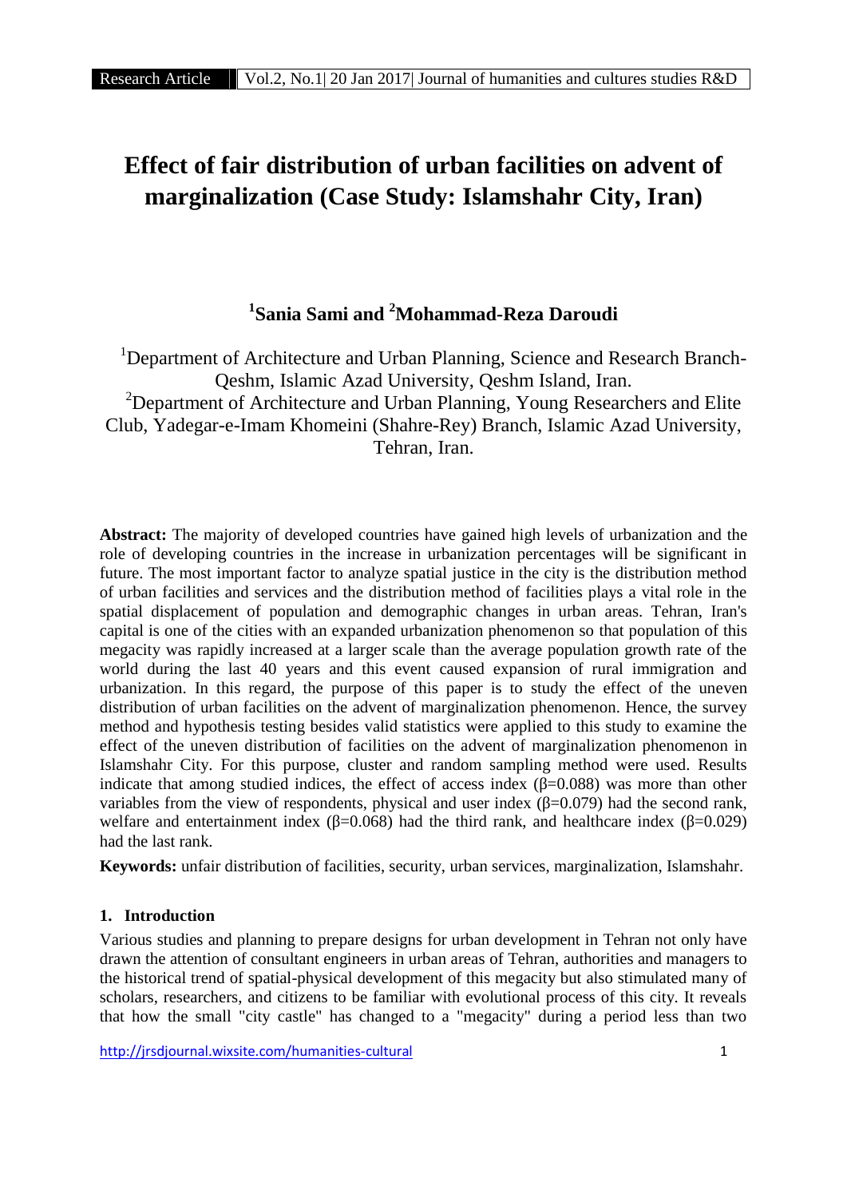# Effect of fair distribution of urban facilities on advent of marginalization (Case Study: Islamshahr City, Iran)

**[1]Sania Sami and [2]Mohammad-Reza Daroudi**

[1]Department of Architecture and Urban Planning, Science and Research Branch-Qeshm, Islamic Azad University, Qeshm Island, Iran.
[2]Department of Architecture and Urban Planning, Young Researchers and Elite Club, Yadegar-e-Imam Khomeini (Shahre-Rey) Branch, Islamic Azad University, Tehran, Iran.

**Abstract:** The majority of developed countries have gained high levels of urbanization and the role of developing countries in the increase in urbanization percentages will be significant in future. The most important factor to analyze spatial justice in the city is the distribution method of urban facilities and services and the distribution method of facilities plays a vital role in the spatial displacement of population and demographic changes in urban areas. Tehran, Iran's capital is one of the cities with an expanded urbanization phenomenon so that population of this megacity was rapidly increased at a larger scale than the average population growth rate of the world during the last 40 years and this event caused expansion of rural immigration and urbanization. In this regard, the purpose of this paper is to study the effect of the uneven distribution of urban facilities on the advent of marginalization phenomenon. Hence, the survey method and hypothesis testing besides valid statistics were applied to this study to examine the effect of the uneven distribution of facilities on the advent of marginalization phenomenon in Islamshahr City. For this purpose, cluster and random sampling method were used. Results indicate that among studied indices, the effect of access index ($\beta=0.088$) was more than other variables from the view of respondents, physical and user index ($\beta=0.079$) had the second rank, welfare and entertainment index ($\beta=0.068$) had the third rank, and healthcare index ($\beta=0.029$) had the last rank.

**Keywords:** unfair distribution of facilities, security, urban services, marginalization, Islamshahr.

## 1. Introduction

Various studies and planning to prepare designs for urban development in Tehran not only have drawn the attention of consultant engineers in urban areas of Tehran, authorities and managers to the historical trend of spatial-physical development of this megacity but also stimulated many of scholars, researchers, and citizens to be familiar with evolutional process of this city. It reveals that how the small "city castle" has changed to a "megacity" during a period less than two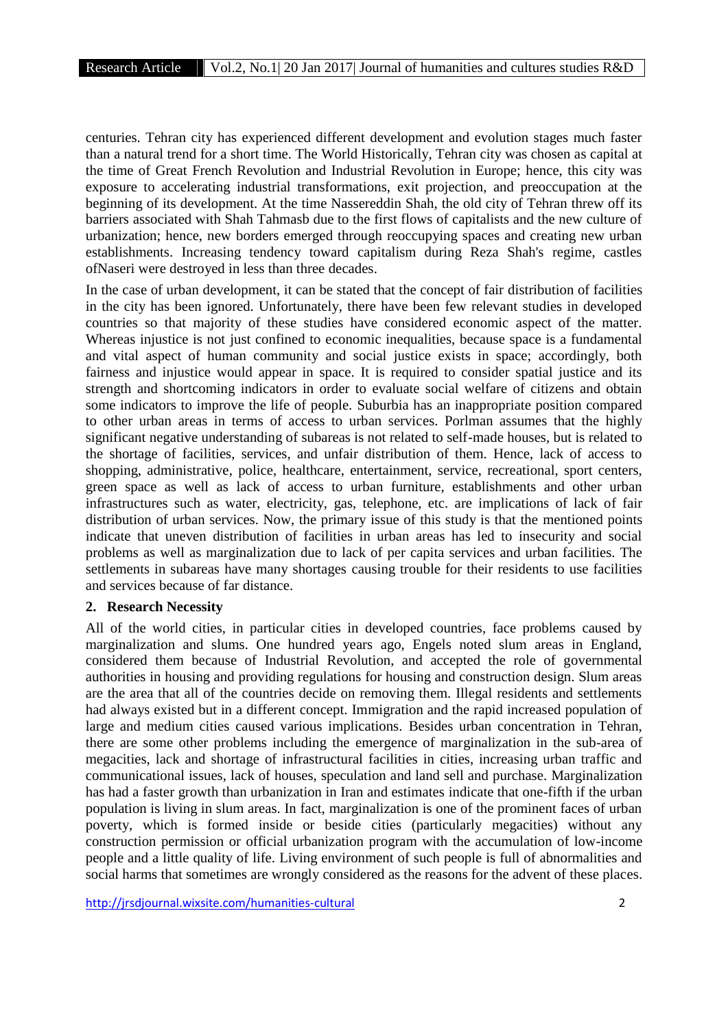centuries. Tehran city has experienced different development and evolution stages much faster than a natural trend for a short time. The World Historically, Tehran city was chosen as capital at the time of Great French Revolution and Industrial Revolution in Europe; hence, this city was exposure to accelerating industrial transformations, exit projection, and preoccupation at the beginning of its development. At the time Nassereddin Shah, the old city of Tehran threw off its barriers associated with Shah Tahmasb due to the first flows of capitalists and the new culture of urbanization; hence, new borders emerged through reoccupying spaces and creating new urban establishments. Increasing tendency toward capitalism during Reza Shah's regime, castles ofNaseri were destroyed in less than three decades.

In the case of urban development, it can be stated that the concept of fair distribution of facilities in the city has been ignored. Unfortunately, there have been few relevant studies in developed countries so that majority of these studies have considered economic aspect of the matter. Whereas injustice is not just confined to economic inequalities, because space is a fundamental and vital aspect of human community and social justice exists in space; accordingly, both fairness and injustice would appear in space. It is required to consider spatial justice and its strength and shortcoming indicators in order to evaluate social welfare of citizens and obtain some indicators to improve the life of people. Suburbia has an inappropriate position compared to other urban areas in terms of access to urban services. Porlman assumes that the highly significant negative understanding of subareas is not related to self-made houses, but is related to the shortage of facilities, services, and unfair distribution of them. Hence, lack of access to shopping, administrative, police, healthcare, entertainment, service, recreational, sport centers, green space as well as lack of access to urban furniture, establishments and other urban infrastructures such as water, electricity, gas, telephone, etc. are implications of lack of fair distribution of urban services. Now, the primary issue of this study is that the mentioned points indicate that uneven distribution of facilities in urban areas has led to insecurity and social problems as well as marginalization due to lack of per capita services and urban facilities. The settlements in subareas have many shortages causing trouble for their residents to use facilities and services because of far distance.

## 2. Research Necessity

All of the world cities, in particular cities in developed countries, face problems caused by marginalization and slums. One hundred years ago, Engels noted slum areas in England, considered them because of Industrial Revolution, and accepted the role of governmental authorities in housing and providing regulations for housing and construction design. Slum areas are the area that all of the countries decide on removing them. Illegal residents and settlements had always existed but in a different concept. Immigration and the rapid increased population of large and medium cities caused various implications. Besides urban concentration in Tehran, there are some other problems including the emergence of marginalization in the sub-area of megacities, lack and shortage of infrastructural facilities in cities, increasing urban traffic and communicational issues, lack of houses, speculation and land sell and purchase. Marginalization has had a faster growth than urbanization in Iran and estimates indicate that one-fifth if the urban population is living in slum areas. In fact, marginalization is one of the prominent faces of urban poverty, which is formed inside or beside cities (particularly megacities) without any construction permission or official urbanization program with the accumulation of low-income people and a little quality of life. Living environment of such people is full of abnormalities and social harms that sometimes are wrongly considered as the reasons for the advent of these places.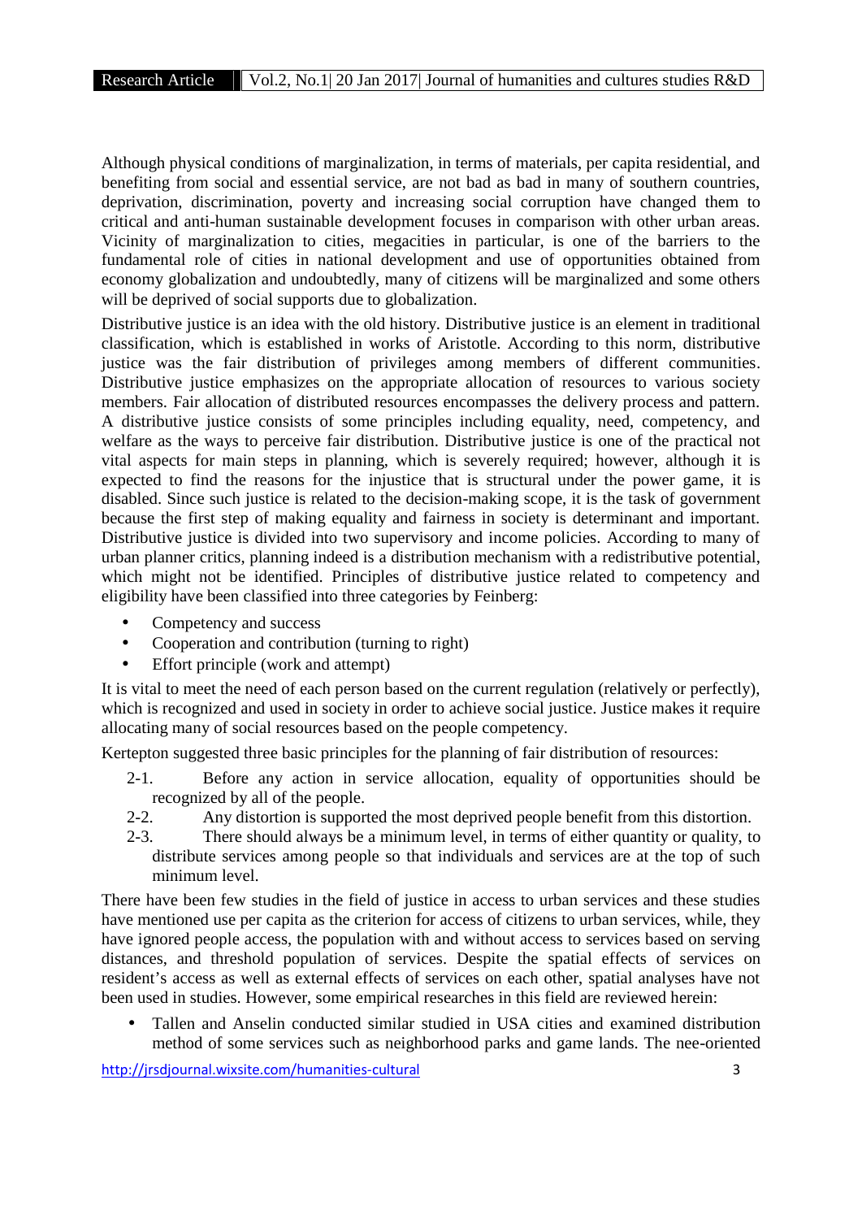Although physical conditions of marginalization, in terms of materials, per capita residential, and benefiting from social and essential service, are not bad as bad in many of southern countries, deprivation, discrimination, poverty and increasing social corruption have changed them to critical and anti-human sustainable development focuses in comparison with other urban areas. Vicinity of marginalization to cities, megacities in particular, is one of the barriers to the fundamental role of cities in national development and use of opportunities obtained from economy globalization and undoubtedly, many of citizens will be marginalized and some others will be deprived of social supports due to globalization.

Distributive justice is an idea with the old history. Distributive justice is an element in traditional classification, which is established in works of Aristotle. According to this norm, distributive justice was the fair distribution of privileges among members of different communities. Distributive justice emphasizes on the appropriate allocation of resources to various society members. Fair allocation of distributed resources encompasses the delivery process and pattern. A distributive justice consists of some principles including equality, need, competency, and welfare as the ways to perceive fair distribution. Distributive justice is one of the practical not vital aspects for main steps in planning, which is severely required; however, although it is expected to find the reasons for the injustice that is structural under the power game, it is disabled. Since such justice is related to the decision-making scope, it is the task of government because the first step of making equality and fairness in society is determinant and important. Distributive justice is divided into two supervisory and income policies. According to many of urban planner critics, planning indeed is a distribution mechanism with a redistributive potential, which might not be identified. Principles of distributive justice related to competency and eligibility have been classified into three categories by Feinberg:

- Competency and success
- Cooperation and contribution (turning to right)
- Effort principle (work and attempt)

It is vital to meet the need of each person based on the current regulation (relatively or perfectly), which is recognized and used in society in order to achieve social justice. Justice makes it require allocating many of social resources based on the people competency.

Kertepton suggested three basic principles for the planning of fair distribution of resources:

2-1. Before any action in service allocation, equality of opportunities should be recognized by all of the people.

2-2. Any distortion is supported the most deprived people benefit from this distortion.

2-3. There should always be a minimum level, in terms of either quantity or quality, to distribute services among people so that individuals and services are at the top of such minimum level.

There have been few studies in the field of justice in access to urban services and these studies have mentioned use per capita as the criterion for access of citizens to urban services, while, they have ignored people access, the population with and without access to services based on serving distances, and threshold population of services. Despite the spatial effects of services on resident's access as well as external effects of services on each other, spatial analyses have not been used in studies. However, some empirical researches in this field are reviewed herein:

- Tallen and Anselin conducted similar studied in USA cities and examined distribution method of some services such as neighborhood parks and game lands. The nee-oriented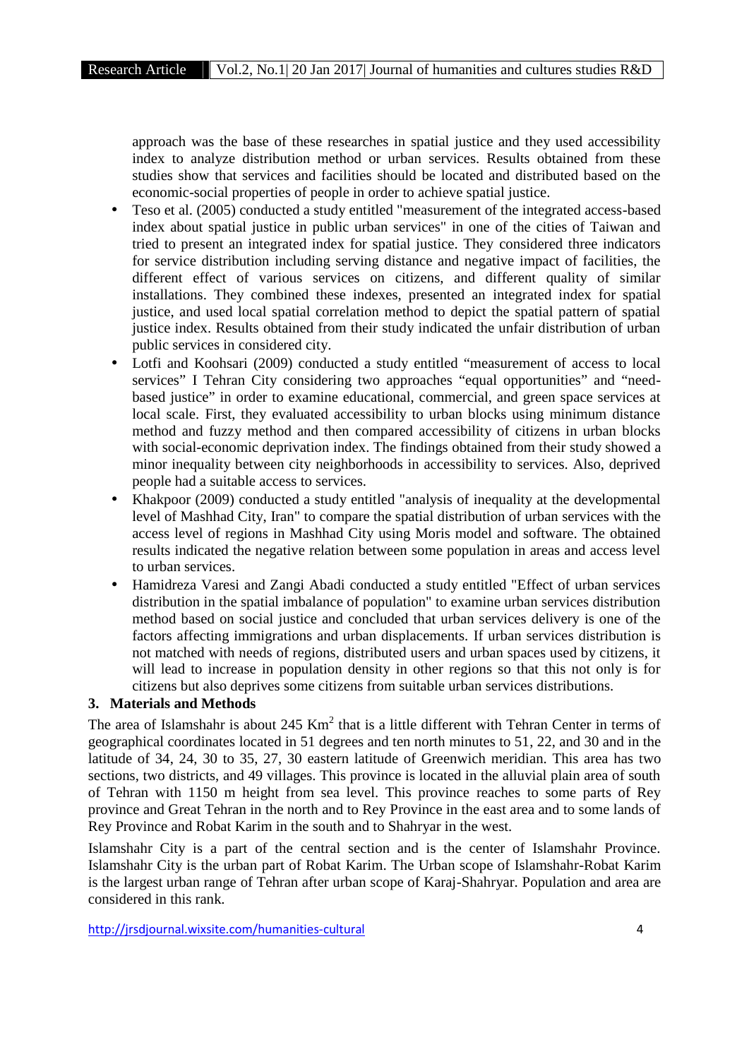approach was the base of these researches in spatial justice and they used accessibility index to analyze distribution method or urban services. Results obtained from these studies show that services and facilities should be located and distributed based on the economic-social properties of people in order to achieve spatial justice.

- Teso et al. (2005) conducted a study entitled "measurement of the integrated access-based index about spatial justice in public urban services" in one of the cities of Taiwan and tried to present an integrated index for spatial justice. They considered three indicators for service distribution including serving distance and negative impact of facilities, the different effect of various services on citizens, and different quality of similar installations. They combined these indexes, presented an integrated index for spatial justice, and used local spatial correlation method to depict the spatial pattern of spatial justice index. Results obtained from their study indicated the unfair distribution of urban public services in considered city.
- Lotfi and Koohsari (2009) conducted a study entitled "measurement of access to local services" I Tehran City considering two approaches "equal opportunities" and "need-based justice" in order to examine educational, commercial, and green space services at local scale. First, they evaluated accessibility to urban blocks using minimum distance method and fuzzy method and then compared accessibility of citizens in urban blocks with social-economic deprivation index. The findings obtained from their study showed a minor inequality between city neighborhoods in accessibility to services. Also, deprived people had a suitable access to services.
- Khakpoor (2009) conducted a study entitled "analysis of inequality at the developmental level of Mashhad City, Iran" to compare the spatial distribution of urban services with the access level of regions in Mashhad City using Moris model and software. The obtained results indicated the negative relation between some population in areas and access level to urban services.
- Hamidreza Varesi and Zangi Abadi conducted a study entitled "Effect of urban services distribution in the spatial imbalance of population" to examine urban services distribution method based on social justice and concluded that urban services delivery is one of the factors affecting immigrations and urban displacements. If urban services distribution is not matched with needs of regions, distributed users and urban spaces used by citizens, it will lead to increase in population density in other regions so that this not only is for citizens but also deprives some citizens from suitable urban services distributions.

## 3. Materials and Methods

The area of Islamshahr is about 245 $Km^2$ that is a little different with Tehran Center in terms of geographical coordinates located in 51 degrees and ten north minutes to 51, 22, and 30 and in the latitude of 34, 24, 30 to 35, 27, 30 eastern latitude of Greenwich meridian. This area has two sections, two districts, and 49 villages. This province is located in the alluvial plain area of south of Tehran with 1150 m height from sea level. This province reaches to some parts of Rey province and Great Tehran in the north and to Rey Province in the east area and to some lands of Rey Province and Robat Karim in the south and to Shahryar in the west.

Islamshahr City is a part of the central section and is the center of Islamshahr Province. Islamshahr City is the urban part of Robat Karim. The Urban scope of Islamshahr-Robat Karim is the largest urban range of Tehran after urban scope of Karaj-Shahryar. Population and area are considered in this rank.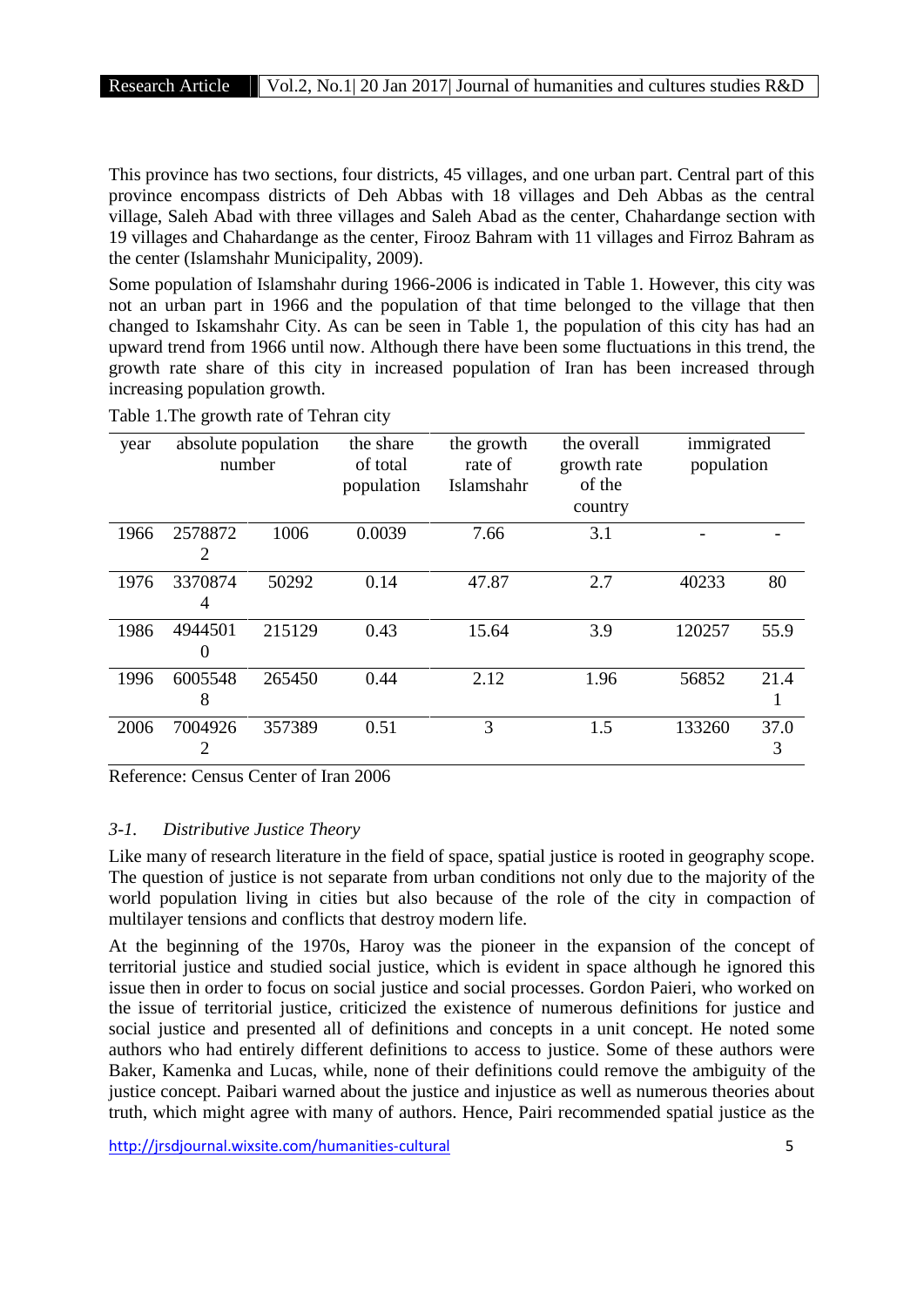This province has two sections, four districts, 45 villages, and one urban part. Central part of this province encompass districts of Deh Abbas with 18 villages and Deh Abbas as the central village, Saleh Abad with three villages and Saleh Abad as the center, Chahardange section with 19 villages and Chahardange as the center, Firooz Bahram with 11 villages and Firroz Bahram as the center (Islamshahr Municipality, 2009).

Some population of Islamshahr during 1966-2006 is indicated in Table 1. However, this city was not an urban part in 1966 and the population of that time belonged to the village that then changed to Iskamshahr City. As can be seen in Table 1, the population of this city has had an upward trend from 1966 until now. Although there have been some fluctuations in this trend, the growth rate share of this city in increased population of Iran has been increased through increasing population growth.

Table 1.The growth rate of Tehran city

| year | absolute population number | | the share of total population | the growth rate of Islamshahr | the overall growth rate of the country | immigrated population | |
|---|---|---|---|---|---|---|---|
| 1966 | 25788722 | 1006 | 0.0039 | 7.66 | 3.1 | - | - |
| 1976 | 33708744 | 50292 | 0.14 | 47.87 | 2.7 | 40233 | 80 |
| 1986 | 49445010 | 215129 | 0.43 | 15.64 | 3.9 | 120257 | 55.9 |
| 1996 | 60055488 | 265450 | 0.44 | 2.12 | 1.96 | 56852 | 21.41 |
| 2006 | 70049262 | 357389 | 0.51 | 3 | 1.5 | 133260 | 37.03 |

Reference: Census Center of Iran 2006

### *3-1. Distributive Justice Theory*

Like many of research literature in the field of space, spatial justice is rooted in geography scope. The question of justice is not separate from urban conditions not only due to the majority of the world population living in cities but also because of the role of the city in compaction of multilayer tensions and conflicts that destroy modern life.

At the beginning of the 1970s, Haroy was the pioneer in the expansion of the concept of territorial justice and studied social justice, which is evident in space although he ignored this issue then in order to focus on social justice and social processes. Gordon Paieri, who worked on the issue of territorial justice, criticized the existence of numerous definitions for justice and social justice and presented all of definitions and concepts in a unit concept. He noted some authors who had entirely different definitions to access to justice. Some of these authors were Baker, Kamenka and Lucas, while, none of their definitions could remove the ambiguity of the justice concept. Paibari warned about the justice and injustice as well as numerous theories about truth, which might agree with many of authors. Hence, Pairi recommended spatial justice as the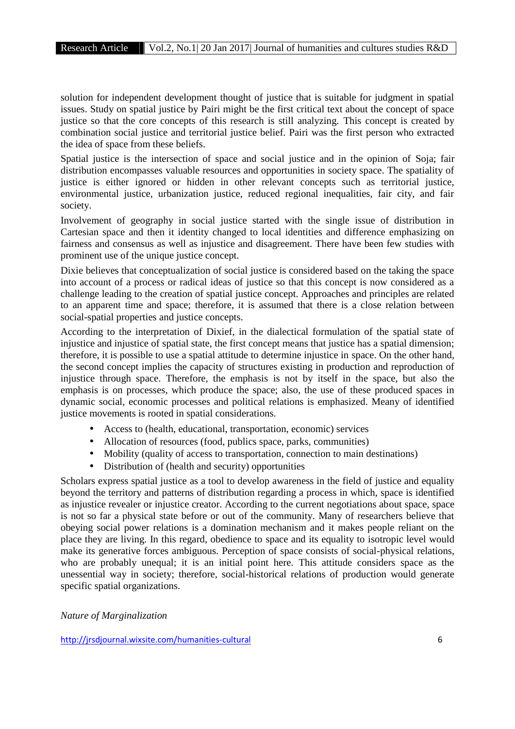solution for independent development thought of justice that is suitable for judgment in spatial issues. Study on spatial justice by Pairi might be the first critical text about the concept of space justice so that the core concepts of this research is still analyzing. This concept is created by combination social justice and territorial justice belief. Pairi was the first person who extracted the idea of space from these beliefs.

Spatial justice is the intersection of space and social justice and in the opinion of Soja; fair distribution encompasses valuable resources and opportunities in society space. The spatiality of justice is either ignored or hidden in other relevant concepts such as territorial justice, environmental justice, urbanization justice, reduced regional inequalities, fair city, and fair society.

Involvement of geography in social justice started with the single issue of distribution in Cartesian space and then it identity changed to local identities and difference emphasizing on fairness and consensus as well as injustice and disagreement. There have been few studies with prominent use of the unique justice concept.

Dixie believes that conceptualization of social justice is considered based on the taking the space into account of a process or radical ideas of justice so that this concept is now considered as a challenge leading to the creation of spatial justice concept. Approaches and principles are related to an apparent time and space; therefore, it is assumed that there is a close relation between social-spatial properties and justice concepts.

According to the interpretation of Dixief, in the dialectical formulation of the spatial state of injustice and injustice of spatial state, the first concept means that justice has a spatial dimension; therefore, it is possible to use a spatial attitude to determine injustice in space. On the other hand, the second concept implies the capacity of structures existing in production and reproduction of injustice through space. Therefore, the emphasis is not by itself in the space, but also the emphasis is on processes, which produce the space; also, the use of these produced spaces in dynamic social, economic processes and political relations is emphasized. Meany of identified justice movements is rooted in spatial considerations.

- Access to (health, educational, transportation, economic) services
- Allocation of resources (food, publics space, parks, communities)
- Mobility (quality of access to transportation, connection to main destinations)
- Distribution of (health and security) opportunities

Scholars express spatial justice as a tool to develop awareness in the field of justice and equality beyond the territory and patterns of distribution regarding a process in which, space is identified as injustice revealer or injustice creator. According to the current negotiations about space, space is not so far a physical state before or out of the community. Many of researchers believe that obeying social power relations is a domination mechanism and it makes people reliant on the place they are living. In this regard, obedience to space and its equality to isotropic level would make its generative forces ambiguous. Perception of space consists of social-physical relations, who are probably unequal; it is an initial point here. This attitude considers space as the unessential way in society; therefore, social-historical relations of production would generate specific spatial organizations.

*Nature of Marginalization*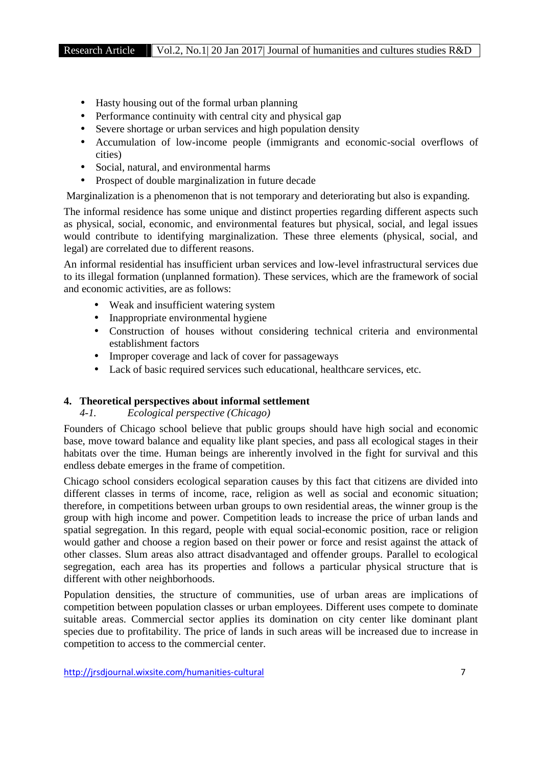- Hasty housing out of the formal urban planning
- Performance continuity with central city and physical gap
- Severe shortage or urban services and high population density
- Accumulation of low-income people (immigrants and economic-social overflows of cities)
- Social, natural, and environmental harms
- Prospect of double marginalization in future decade

Marginalization is a phenomenon that is not temporary and deteriorating but also is expanding.

The informal residence has some unique and distinct properties regarding different aspects such as physical, social, economic, and environmental features but physical, social, and legal issues would contribute to identifying marginalization. These three elements (physical, social, and legal) are correlated due to different reasons.

An informal residential has insufficient urban services and low-level infrastructural services due to its illegal formation (unplanned formation). These services, which are the framework of social and economic activities, are as follows:

- Weak and insufficient watering system
- Inappropriate environmental hygiene
- Construction of houses without considering technical criteria and environmental establishment factors
- Improper coverage and lack of cover for passageways
- Lack of basic required services such educational, healthcare services, etc.

## 4. Theoretical perspectives about informal settlement

### *4-1. Ecological perspective (Chicago)*

Founders of Chicago school believe that public groups should have high social and economic base, move toward balance and equality like plant species, and pass all ecological stages in their habitats over the time. Human beings are inherently involved in the fight for survival and this endless debate emerges in the frame of competition.

Chicago school considers ecological separation causes by this fact that citizens are divided into different classes in terms of income, race, religion as well as social and economic situation; therefore, in competitions between urban groups to own residential areas, the winner group is the group with high income and power. Competition leads to increase the price of urban lands and spatial segregation. In this regard, people with equal social-economic position, race or religion would gather and choose a region based on their power or force and resist against the attack of other classes. Slum areas also attract disadvantaged and offender groups. Parallel to ecological segregation, each area has its properties and follows a particular physical structure that is different with other neighborhoods.

Population densities, the structure of communities, use of urban areas are implications of competition between population classes or urban employees. Different uses compete to dominate suitable areas. Commercial sector applies its domination on city center like dominant plant species due to profitability. The price of lands in such areas will be increased due to increase in competition to access to the commercial center.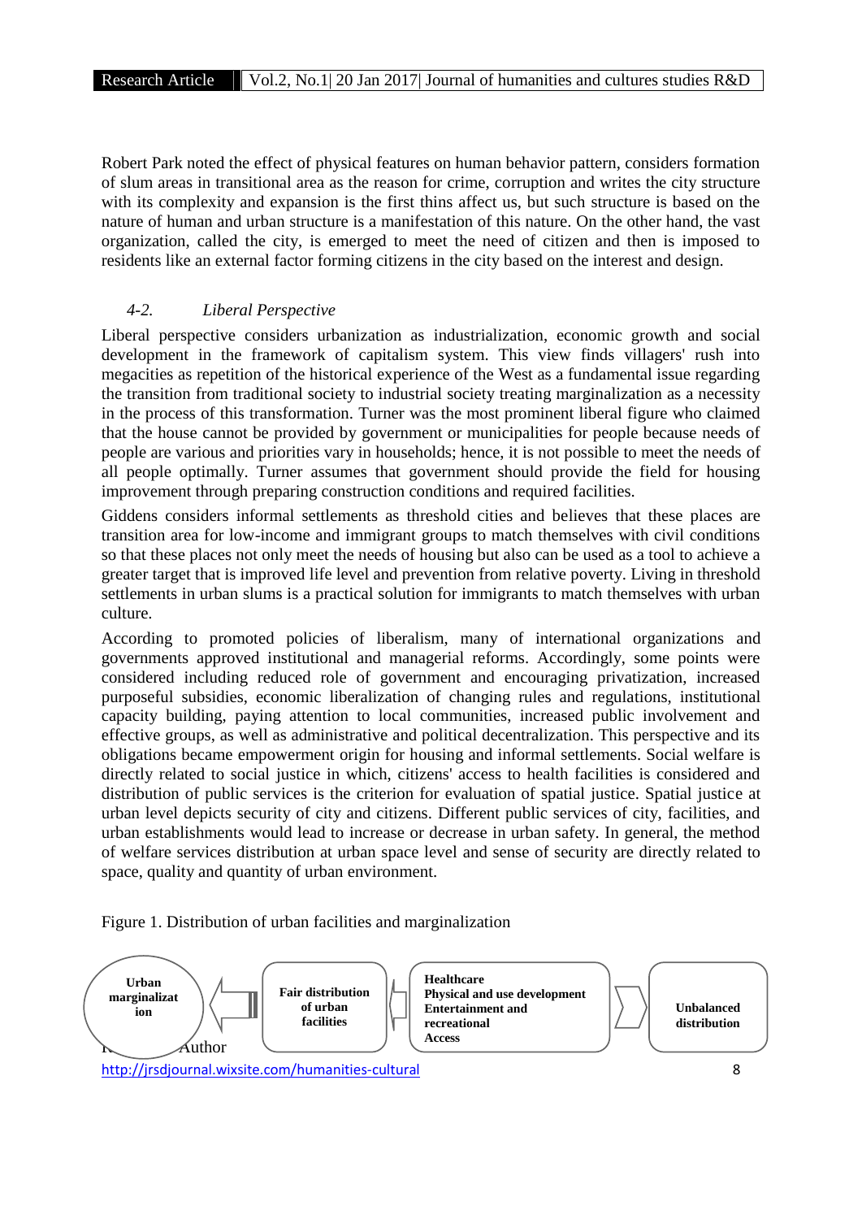Robert Park noted the effect of physical features on human behavior pattern, considers formation of slum areas in transitional area as the reason for crime, corruption and writes the city structure with its complexity and expansion is the first thins affect us, but such structure is based on the nature of human and urban structure is a manifestation of this nature. On the other hand, the vast organization, called the city, is emerged to meet the need of citizen and then is imposed to residents like an external factor forming citizens in the city based on the interest and design.

### *4-2. Liberal Perspective*

Liberal perspective considers urbanization as industrialization, economic growth and social development in the framework of capitalism system. This view finds villagers' rush into megacities as repetition of the historical experience of the West as a fundamental issue regarding the transition from traditional society to industrial society treating marginalization as a necessity in the process of this transformation. Turner was the most prominent liberal figure who claimed that the house cannot be provided by government or municipalities for people because needs of people are various and priorities vary in households; hence, it is not possible to meet the needs of all people optimally. Turner assumes that government should provide the field for housing improvement through preparing construction conditions and required facilities.

Giddens considers informal settlements as threshold cities and believes that these places are transition area for low-income and immigrant groups to match themselves with civil conditions so that these places not only meet the needs of housing but also can be used as a tool to achieve a greater target that is improved life level and prevention from relative poverty. Living in threshold settlements in urban slums is a practical solution for immigrants to match themselves with urban culture.

According to promoted policies of liberalism, many of international organizations and governments approved institutional and managerial reforms. Accordingly, some points were considered including reduced role of government and encouraging privatization, increased purposeful subsidies, economic liberalization of changing rules and regulations, institutional capacity building, paying attention to local communities, increased public involvement and effective groups, as well as administrative and political decentralization. This perspective and its obligations became empowerment origin for housing and informal settlements. Social welfare is directly related to social justice in which, citizens' access to health facilities is considered and distribution of public services is the criterion for evaluation of spatial justice. Spatial justice at urban level depicts security of city and citizens. Different public services of city, facilities, and urban establishments would lead to increase or decrease in urban safety. In general, the method of welfare services distribution at urban space level and sense of security are directly related to space, quality and quantity of urban environment.

Figure 1. Distribution of urban facilities and marginalization

**Urban marginalization** ⇐ **Fair distribution of urban facilities** ⇐ **Healthcare, Physical and use development, Entertainment and recreational, Access** ⇒ **Unbalanced distribution**

Reference: Author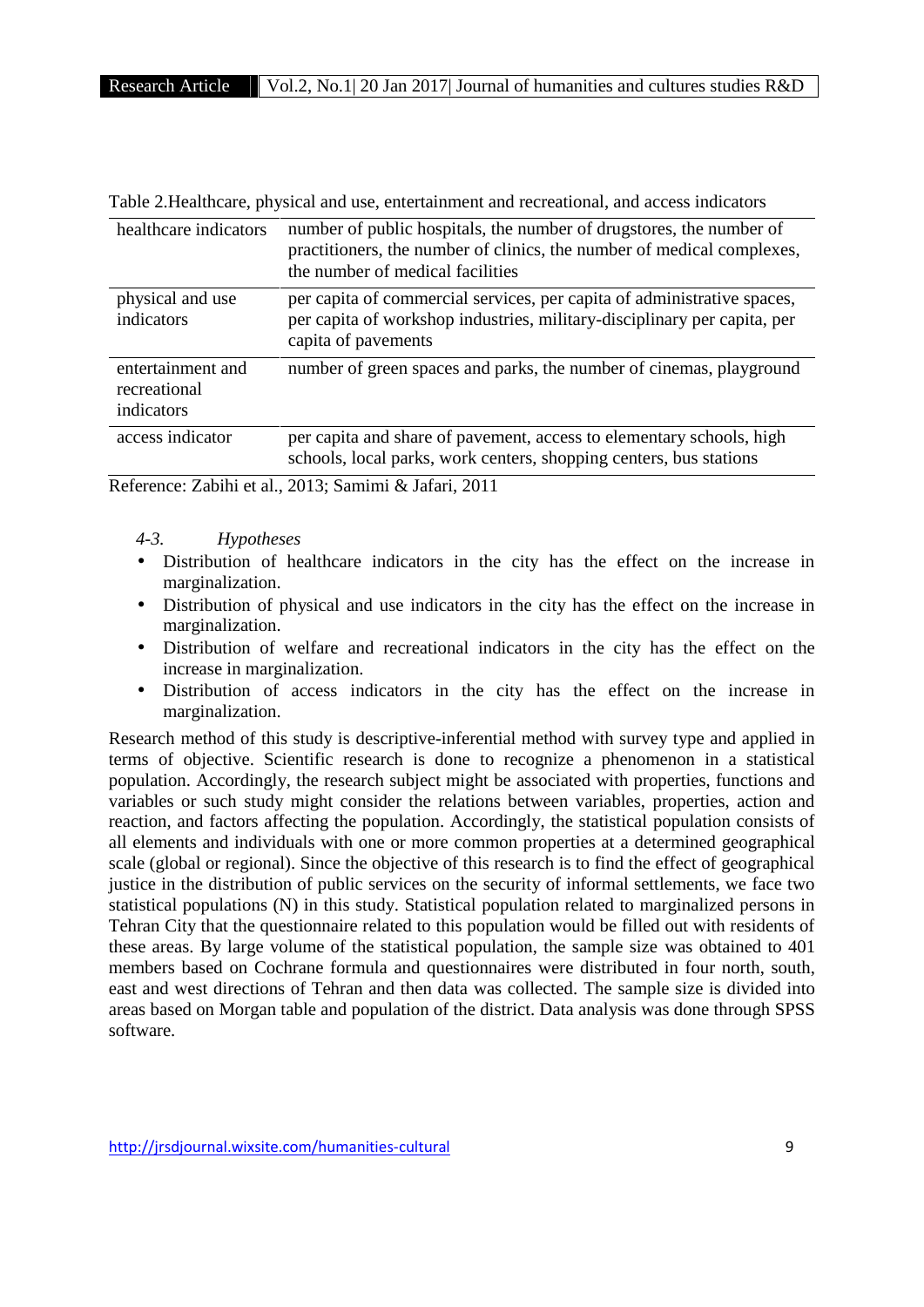Table 2.Healthcare, physical and use, entertainment and recreational, and access indicators

| | |
|---|---|
| healthcare indicators | number of public hospitals, the number of drugstores, the number of practitioners, the number of clinics, the number of medical complexes, the number of medical facilities |
| physical and use indicators | per capita of commercial services, per capita of administrative spaces, per capita of workshop industries, military-disciplinary per capita, per capita of pavements |
| entertainment and recreational indicators | number of green spaces and parks, the number of cinemas, playground |
| access indicator | per capita and share of pavement, access to elementary schools, high schools, local parks, work centers, shopping centers, bus stations |

Reference: Zabihi et al., 2013; Samimi & Jafari, 2011

*4-3. Hypotheses*

- Distribution of healthcare indicators in the city has the effect on the increase in marginalization.
- Distribution of physical and use indicators in the city has the effect on the increase in marginalization.
- Distribution of welfare and recreational indicators in the city has the effect on the increase in marginalization.
- Distribution of access indicators in the city has the effect on the increase in marginalization.

Research method of this study is descriptive-inferential method with survey type and applied in terms of objective. Scientific research is done to recognize a phenomenon in a statistical population. Accordingly, the research subject might be associated with properties, functions and variables or such study might consider the relations between variables, properties, action and reaction, and factors affecting the population. Accordingly, the statistical population consists of all elements and individuals with one or more common properties at a determined geographical scale (global or regional). Since the objective of this research is to find the effect of geographical justice in the distribution of public services on the security of informal settlements, we face two statistical populations (N) in this study. Statistical population related to marginalized persons in Tehran City that the questionnaire related to this population would be filled out with residents of these areas. By large volume of the statistical population, the sample size was obtained to 401 members based on Cochrane formula and questionnaires were distributed in four north, south, east and west directions of Tehran and then data was collected. The sample size is divided into areas based on Morgan table and population of the district. Data analysis was done through SPSS software.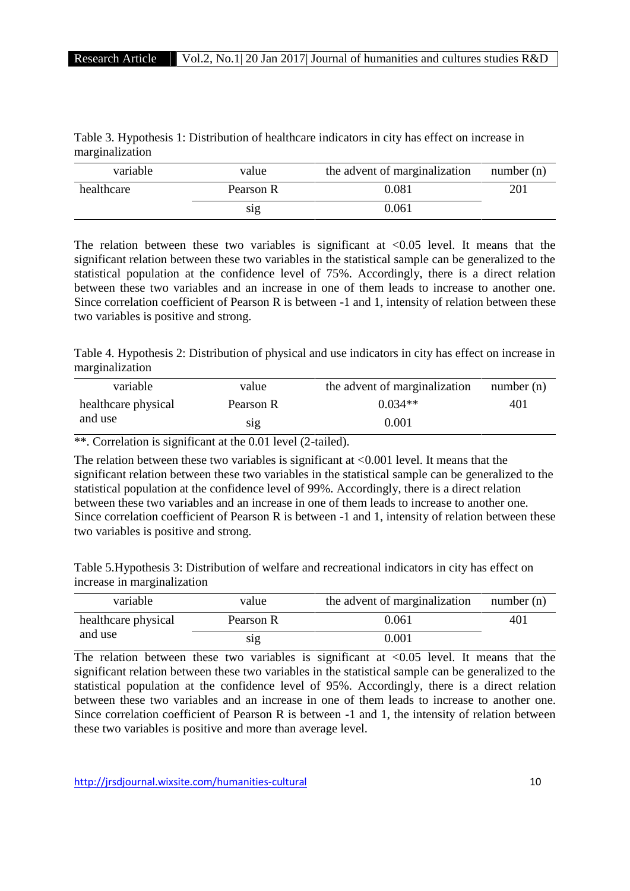Table 3. Hypothesis 1: Distribution of healthcare indicators in city has effect on increase in marginalization

| variable | value | the advent of marginalization | number (n) |
|---|---|---|---|
| healthcare | Pearson R | 0.081 | 201 |
| | sig | 0.061 | |

The relation between these two variables is significant at <0.05 level. It means that the significant relation between these two variables in the statistical sample can be generalized to the statistical population at the confidence level of 75%. Accordingly, there is a direct relation between these two variables and an increase in one of them leads to increase to another one. Since correlation coefficient of Pearson R is between -1 and 1, intensity of relation between these two variables is positive and strong.

Table 4. Hypothesis 2: Distribution of physical and use indicators in city has effect on increase in marginalization

| variable | value | the advent of marginalization | number (n) |
|---|---|---|---|
| healthcare physical and use | Pearson R | 0.034** | 401 |
| | sig | 0.001 | |

**. Correlation is significant at the 0.01 level (2-tailed).

The relation between these two variables is significant at <0.001 level. It means that the significant relation between these two variables in the statistical sample can be generalized to the statistical population at the confidence level of 99%. Accordingly, there is a direct relation between these two variables and an increase in one of them leads to increase to another one. Since correlation coefficient of Pearson R is between -1 and 1, intensity of relation between these two variables is positive and strong.

Table 5.Hypothesis 3: Distribution of welfare and recreational indicators in city has effect on increase in marginalization

| variable | value | the advent of marginalization | number (n) |
|---|---|---|---|
| healthcare physical and use | Pearson R | 0.061 | 401 |
| | sig | 0.001 | |

The relation between these two variables is significant at <0.05 level. It means that the significant relation between these two variables in the statistical sample can be generalized to the statistical population at the confidence level of 95%. Accordingly, there is a direct relation between these two variables and an increase in one of them leads to increase to another one. Since correlation coefficient of Pearson R is between -1 and 1, the intensity of relation between these two variables is positive and more than average level.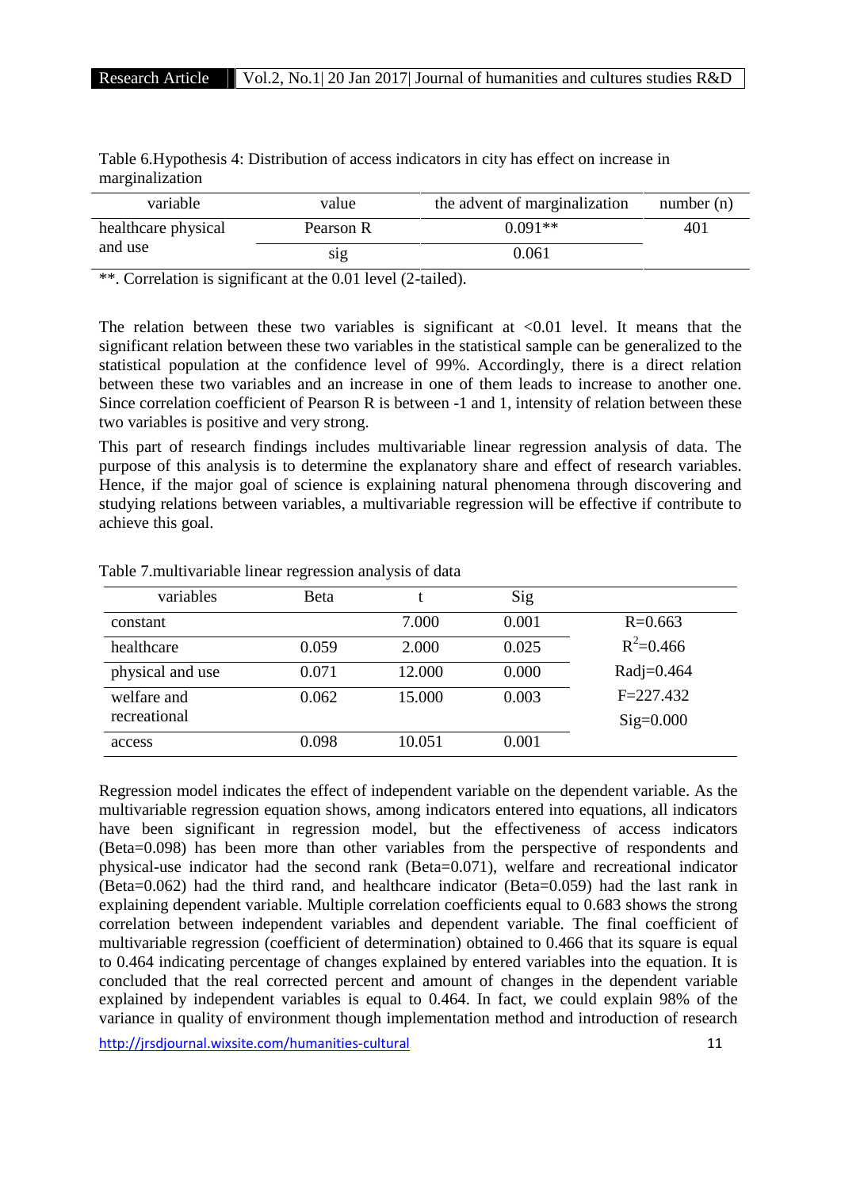Table 6.Hypothesis 4: Distribution of access indicators in city has effect on increase in marginalization

| variable | value | the advent of marginalization | number (n) |
|---|---|---|---|
| healthcare physical and use | Pearson R | 0.091** | 401 |
| | sig | 0.061 | |

**. Correlation is significant at the 0.01 level (2-tailed).

The relation between these two variables is significant at <0.01 level. It means that the significant relation between these two variables in the statistical sample can be generalized to the statistical population at the confidence level of 99%. Accordingly, there is a direct relation between these two variables and an increase in one of them leads to increase to another one. Since correlation coefficient of Pearson R is between -1 and 1, intensity of relation between these two variables is positive and very strong.

This part of research findings includes multivariable linear regression analysis of data. The purpose of this analysis is to determine the explanatory share and effect of research variables. Hence, if the major goal of science is explaining natural phenomena through discovering and studying relations between variables, a multivariable regression will be effective if contribute to achieve this goal.

Table 7.multivariable linear regression analysis of data

| variables | Beta | t | Sig | |
|---|---|---|---|---|
| constant | | 7.000 | 0.001 | R=0.663 |
| healthcare | 0.059 | 2.000 | 0.025 | $R^2$=0.466 |
| physical and use | 0.071 | 12.000 | 0.000 | Radj=0.464 |
| welfare and recreational | 0.062 | 15.000 | 0.003 | F=227.432<br>Sig=0.000 |
| access | 0.098 | 10.051 | 0.001 | |

Regression model indicates the effect of independent variable on the dependent variable. As the multivariable regression equation shows, among indicators entered into equations, all indicators have been significant in regression model, but the effectiveness of access indicators (Beta=0.098) has been more than other variables from the perspective of respondents and physical-use indicator had the second rank (Beta=0.071), welfare and recreational indicator (Beta=0.062) had the third rand, and healthcare indicator (Beta=0.059) had the last rank in explaining dependent variable. Multiple correlation coefficients equal to 0.683 shows the strong correlation between independent variables and dependent variable. The final coefficient of multivariable regression (coefficient of determination) obtained to 0.466 that its square is equal to 0.464 indicating percentage of changes explained by entered variables into the equation. It is concluded that the real corrected percent and amount of changes in the dependent variable explained by independent variables is equal to 0.464. In fact, we could explain 98% of the variance in quality of environment though implementation method and introduction of research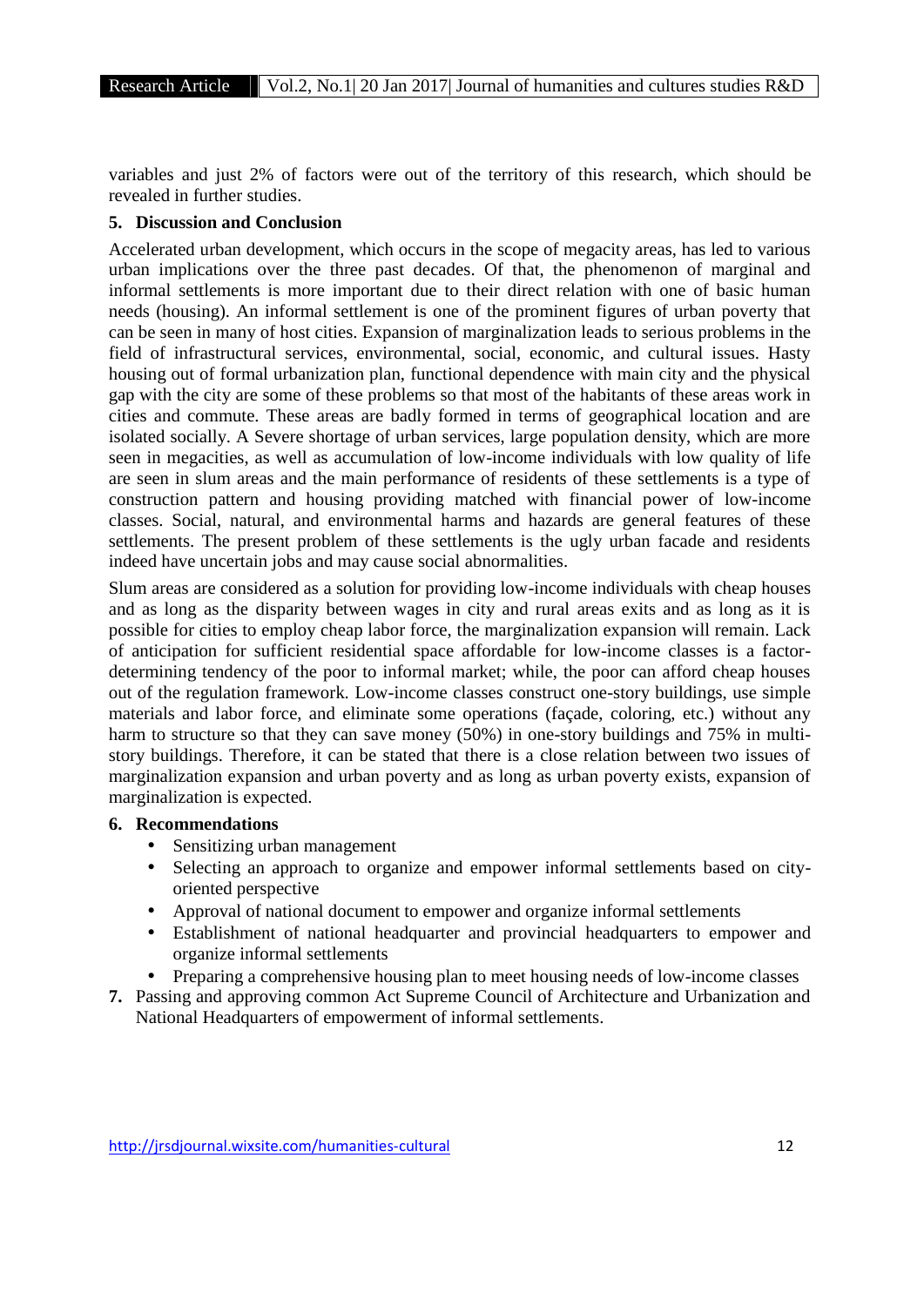variables and just 2% of factors were out of the territory of this research, which should be revealed in further studies.

## 5. Discussion and Conclusion

Accelerated urban development, which occurs in the scope of megacity areas, has led to various urban implications over the three past decades. Of that, the phenomenon of marginal and informal settlements is more important due to their direct relation with one of basic human needs (housing). An informal settlement is one of the prominent figures of urban poverty that can be seen in many of host cities. Expansion of marginalization leads to serious problems in the field of infrastructural services, environmental, social, economic, and cultural issues. Hasty housing out of formal urbanization plan, functional dependence with main city and the physical gap with the city are some of these problems so that most of the habitants of these areas work in cities and commute. These areas are badly formed in terms of geographical location and are isolated socially. A Severe shortage of urban services, large population density, which are more seen in megacities, as well as accumulation of low-income individuals with low quality of life are seen in slum areas and the main performance of residents of these settlements is a type of construction pattern and housing providing matched with financial power of low-income classes. Social, natural, and environmental harms and hazards are general features of these settlements. The present problem of these settlements is the ugly urban facade and residents indeed have uncertain jobs and may cause social abnormalities.

Slum areas are considered as a solution for providing low-income individuals with cheap houses and as long as the disparity between wages in city and rural areas exits and as long as it is possible for cities to employ cheap labor force, the marginalization expansion will remain. Lack of anticipation for sufficient residential space affordable for low-income classes is a factor-determining tendency of the poor to informal market; while, the poor can afford cheap houses out of the regulation framework. Low-income classes construct one-story buildings, use simple materials and labor force, and eliminate some operations (façade, coloring, etc.) without any harm to structure so that they can save money (50%) in one-story buildings and 75% in multi-story buildings. Therefore, it can be stated that there is a close relation between two issues of marginalization expansion and urban poverty and as long as urban poverty exists, expansion of marginalization is expected.

## 6. Recommendations

- Sensitizing urban management
- Selecting an approach to organize and empower informal settlements based on city-oriented perspective
- Approval of national document to empower and organize informal settlements
- Establishment of national headquarter and provincial headquarters to empower and organize informal settlements
- Preparing a comprehensive housing plan to meet housing needs of low-income classes

7. Passing and approving common Act Supreme Council of Architecture and Urbanization and National Headquarters of empowerment of informal settlements.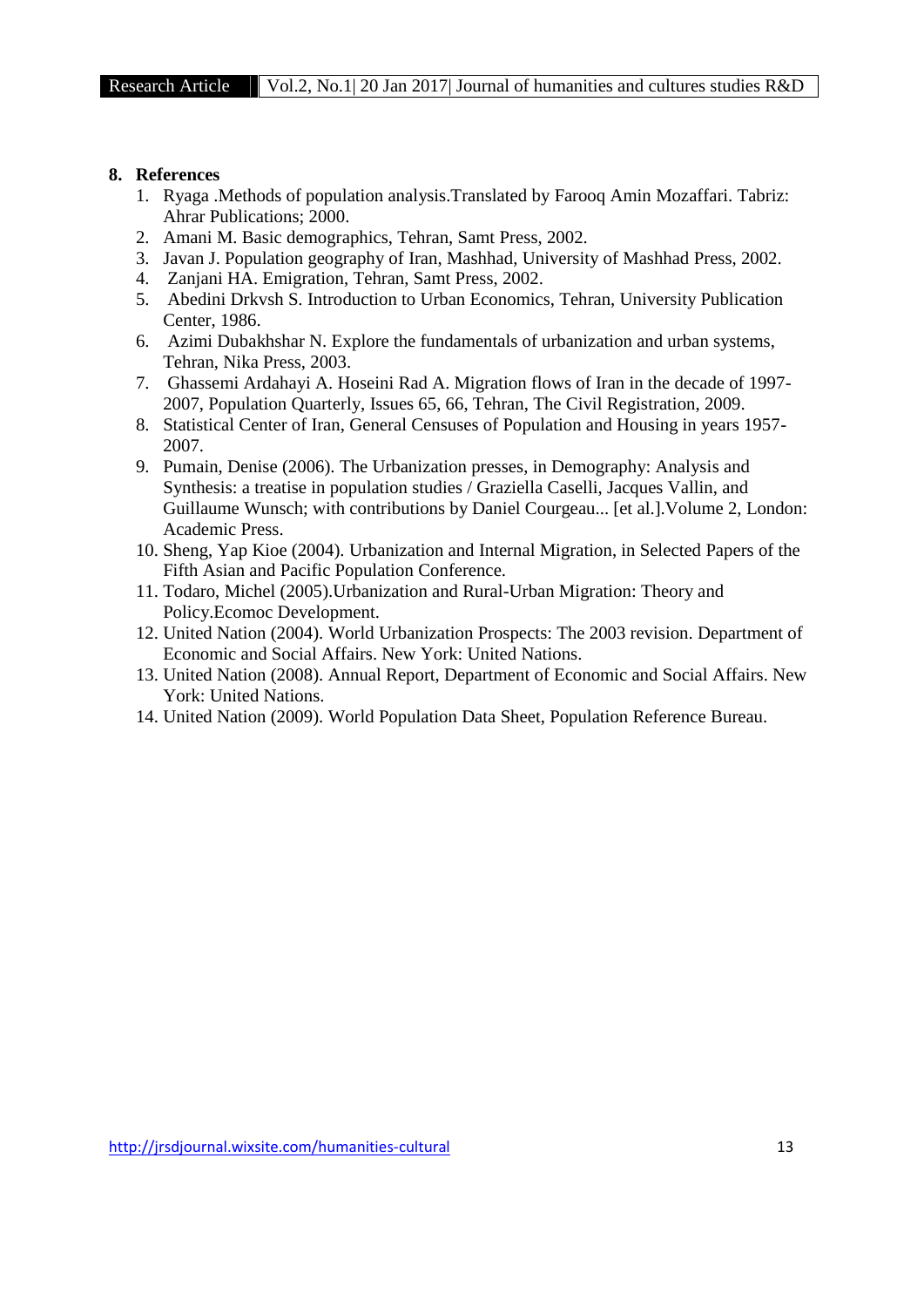## 8. References

1. Ryaga .Methods of population analysis.Translated by Farooq Amin Mozaffari. Tabriz: Ahrar Publications; 2000.
2. Amani M. Basic demographics, Tehran, Samt Press, 2002.
3. Javan J. Population geography of Iran, Mashhad, University of Mashhad Press, 2002.
4. Zanjani HA. Emigration, Tehran, Samt Press, 2002.
5. Abedini Drkvsh S. Introduction to Urban Economics, Tehran, University Publication Center, 1986.
6. Azimi Dubakhshar N. Explore the fundamentals of urbanization and urban systems, Tehran, Nika Press, 2003.
7. Ghassemi Ardahayi A. Hoseini Rad A. Migration flows of Iran in the decade of 1997-2007, Population Quarterly, Issues 65, 66, Tehran, The Civil Registration, 2009.
8. Statistical Center of Iran, General Censuses of Population and Housing in years 1957-2007.
9. Pumain, Denise (2006). The Urbanization presses, in Demography: Analysis and Synthesis: a treatise in population studies / Graziella Caselli, Jacques Vallin, and Guillaume Wunsch; with contributions by Daniel Courgeau... [et al.].Volume 2, London: Academic Press.
10. Sheng, Yap Kioe (2004). Urbanization and Internal Migration, in Selected Papers of the Fifth Asian and Pacific Population Conference.
11. Todaro, Michel (2005).Urbanization and Rural-Urban Migration: Theory and Policy.Ecomoc Development.
12. United Nation (2004). World Urbanization Prospects: The 2003 revision. Department of Economic and Social Affairs. New York: United Nations.
13. United Nation (2008). Annual Report, Department of Economic and Social Affairs. New York: United Nations.
14. United Nation (2009). World Population Data Sheet, Population Reference Bureau.